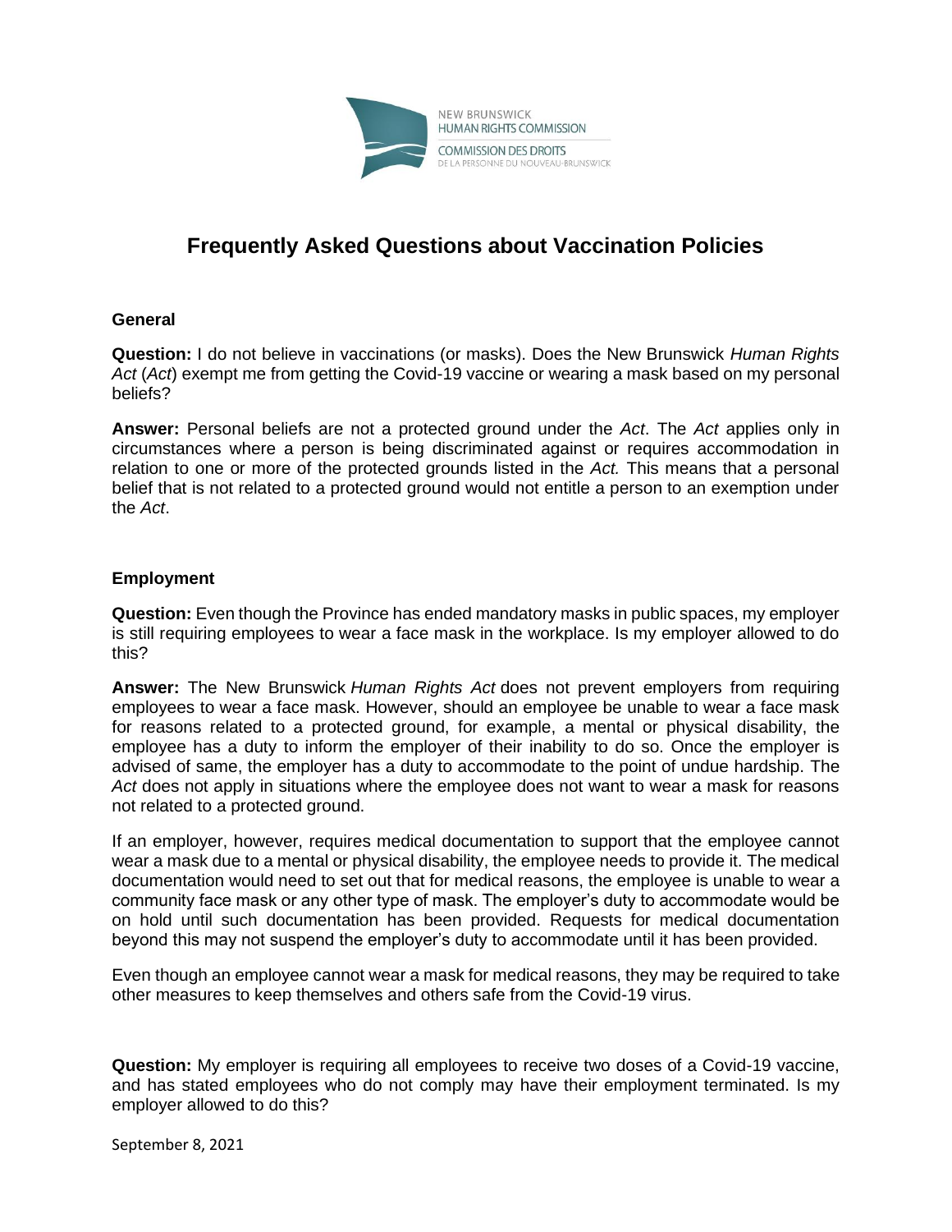NEW BRUNSWICK
HUMAN RIGHTS COMMISSION
COMMISSION DES DROITS
DE LA PERSONNE DU NOUVEAU-BRUNSWICK

# Frequently Asked Questions about Vaccination Policies

### General

**Question:** I do not believe in vaccinations (or masks). Does the New Brunswick *Human Rights Act* (*Act*) exempt me from getting the Covid-19 vaccine or wearing a mask based on my personal beliefs?

**Answer:** Personal beliefs are not a protected ground under the *Act*. The *Act* applies only in circumstances where a person is being discriminated against or requires accommodation in relation to one or more of the protected grounds listed in the *Act.* This means that a personal belief that is not related to a protected ground would not entitle a person to an exemption under the *Act*.

### Employment

**Question:** Even though the Province has ended mandatory masks in public spaces, my employer is still requiring employees to wear a face mask in the workplace. Is my employer allowed to do this?

**Answer:** The New Brunswick *Human Rights Act* does not prevent employers from requiring employees to wear a face mask. However, should an employee be unable to wear a face mask for reasons related to a protected ground, for example, a mental or physical disability, the employee has a duty to inform the employer of their inability to do so. Once the employer is advised of same, the employer has a duty to accommodate to the point of undue hardship. The *Act* does not apply in situations where the employee does not want to wear a mask for reasons not related to a protected ground.

If an employer, however, requires medical documentation to support that the employee cannot wear a mask due to a mental or physical disability, the employee needs to provide it. The medical documentation would need to set out that for medical reasons, the employee is unable to wear a community face mask or any other type of mask. The employer's duty to accommodate would be on hold until such documentation has been provided. Requests for medical documentation beyond this may not suspend the employer's duty to accommodate until it has been provided.

Even though an employee cannot wear a mask for medical reasons, they may be required to take other measures to keep themselves and others safe from the Covid-19 virus.

**Question:** My employer is requiring all employees to receive two doses of a Covid-19 vaccine, and has stated employees who do not comply may have their employment terminated. Is my employer allowed to do this?

September 8, 2021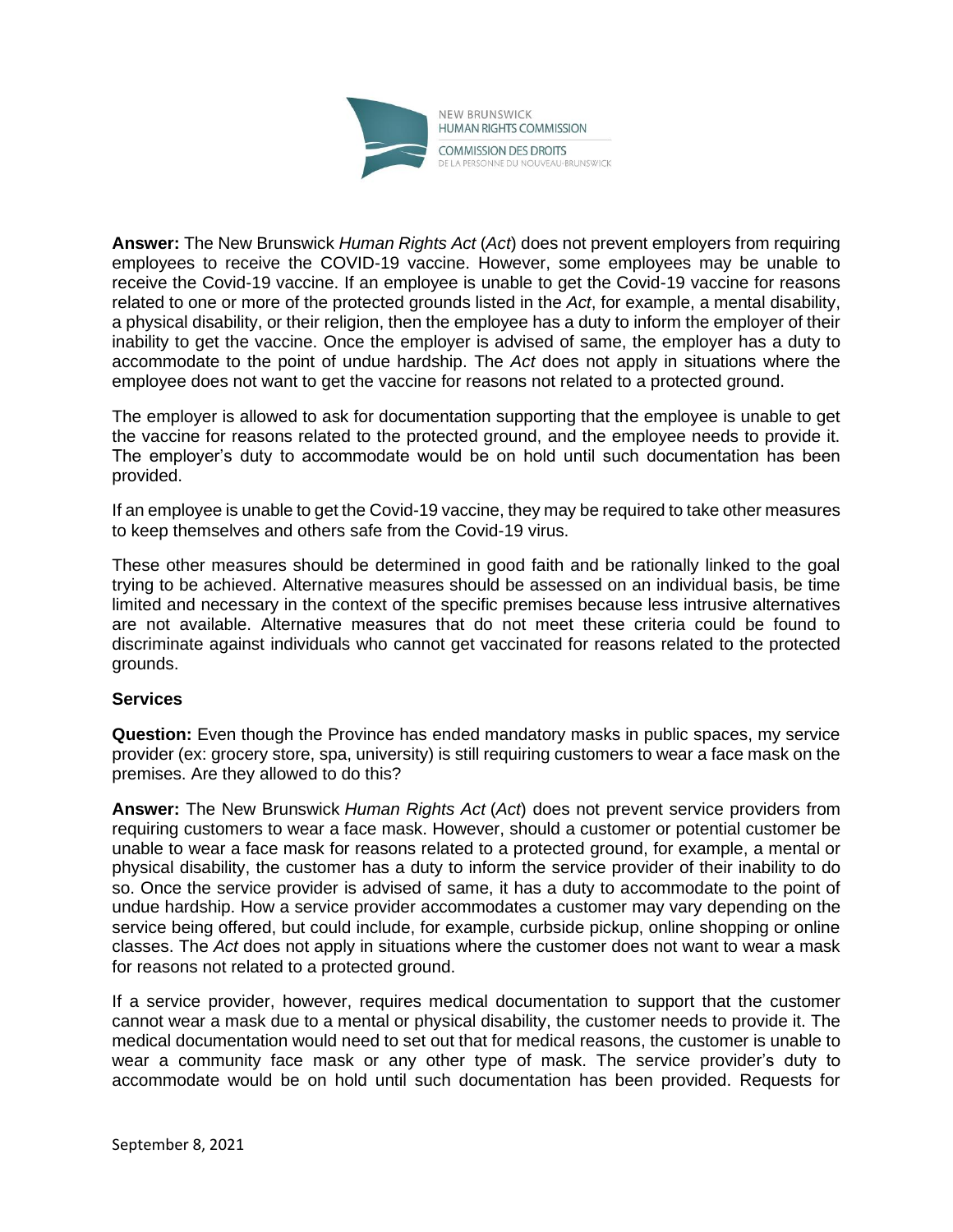**Answer:** The New Brunswick *Human Rights Act* (*Act*) does not prevent employers from requiring employees to receive the COVID-19 vaccine. However, some employees may be unable to receive the Covid-19 vaccine. If an employee is unable to get the Covid-19 vaccine for reasons related to one or more of the protected grounds listed in the *Act*, for example, a mental disability, a physical disability, or their religion, then the employee has a duty to inform the employer of their inability to get the vaccine. Once the employer is advised of same, the employer has a duty to accommodate to the point of undue hardship. The *Act* does not apply in situations where the employee does not want to get the vaccine for reasons not related to a protected ground.

The employer is allowed to ask for documentation supporting that the employee is unable to get the vaccine for reasons related to the protected ground, and the employee needs to provide it. The employer's duty to accommodate would be on hold until such documentation has been provided.

If an employee is unable to get the Covid-19 vaccine, they may be required to take other measures to keep themselves and others safe from the Covid-19 virus.

These other measures should be determined in good faith and be rationally linked to the goal trying to be achieved. Alternative measures should be assessed on an individual basis, be time limited and necessary in the context of the specific premises because less intrusive alternatives are not available. Alternative measures that do not meet these criteria could be found to discriminate against individuals who cannot get vaccinated for reasons related to the protected grounds.

**Services**

**Question:** Even though the Province has ended mandatory masks in public spaces, my service provider (ex: grocery store, spa, university) is still requiring customers to wear a face mask on the premises. Are they allowed to do this?

**Answer:** The New Brunswick *Human Rights Act* (*Act*) does not prevent service providers from requiring customers to wear a face mask. However, should a customer or potential customer be unable to wear a face mask for reasons related to a protected ground, for example, a mental or physical disability, the customer has a duty to inform the service provider of their inability to do so. Once the service provider is advised of same, it has a duty to accommodate to the point of undue hardship. How a service provider accommodates a customer may vary depending on the service being offered, but could include, for example, curbside pickup, online shopping or online classes. The *Act* does not apply in situations where the customer does not want to wear a mask for reasons not related to a protected ground.

If a service provider, however, requires medical documentation to support that the customer cannot wear a mask due to a mental or physical disability, the customer needs to provide it. The medical documentation would need to set out that for medical reasons, the customer is unable to wear a community face mask or any other type of mask. The service provider's duty to accommodate would be on hold until such documentation has been provided. Requests for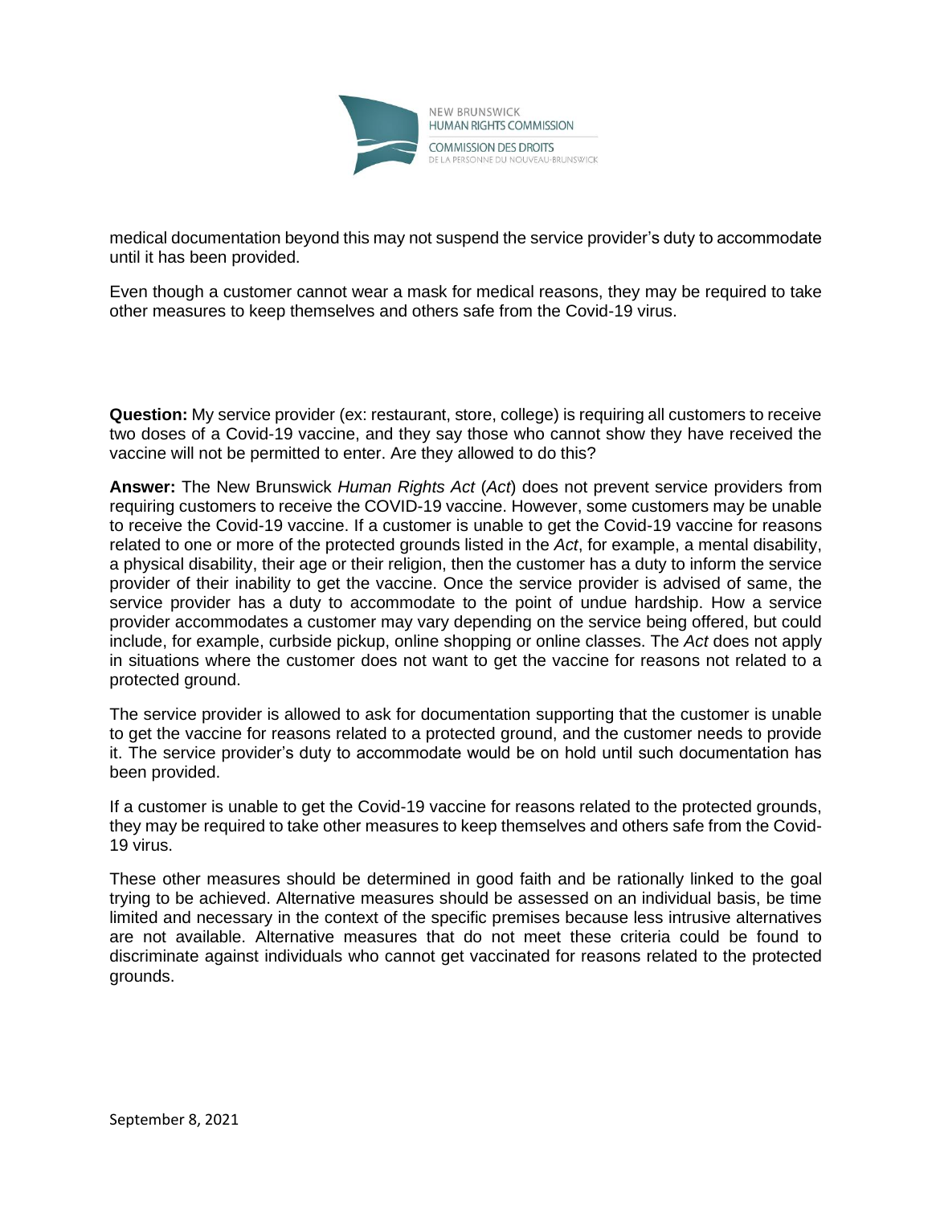medical documentation beyond this may not suspend the service provider's duty to accommodate until it has been provided.

Even though a customer cannot wear a mask for medical reasons, they may be required to take other measures to keep themselves and others safe from the Covid-19 virus.

**Question:** My service provider (ex: restaurant, store, college) is requiring all customers to receive two doses of a Covid-19 vaccine, and they say those who cannot show they have received the vaccine will not be permitted to enter. Are they allowed to do this?

**Answer:** The New Brunswick *Human Rights Act* (*Act*) does not prevent service providers from requiring customers to receive the COVID-19 vaccine. However, some customers may be unable to receive the Covid-19 vaccine. If a customer is unable to get the Covid-19 vaccine for reasons related to one or more of the protected grounds listed in the *Act*, for example, a mental disability, a physical disability, their age or their religion, then the customer has a duty to inform the service provider of their inability to get the vaccine. Once the service provider is advised of same, the service provider has a duty to accommodate to the point of undue hardship. How a service provider accommodates a customer may vary depending on the service being offered, but could include, for example, curbside pickup, online shopping or online classes. The *Act* does not apply in situations where the customer does not want to get the vaccine for reasons not related to a protected ground.

The service provider is allowed to ask for documentation supporting that the customer is unable to get the vaccine for reasons related to a protected ground, and the customer needs to provide it. The service provider's duty to accommodate would be on hold until such documentation has been provided.

If a customer is unable to get the Covid-19 vaccine for reasons related to the protected grounds, they may be required to take other measures to keep themselves and others safe from the Covid-19 virus.

These other measures should be determined in good faith and be rationally linked to the goal trying to be achieved. Alternative measures should be assessed on an individual basis, be time limited and necessary in the context of the specific premises because less intrusive alternatives are not available. Alternative measures that do not meet these criteria could be found to discriminate against individuals who cannot get vaccinated for reasons related to the protected grounds.

September 8, 2021